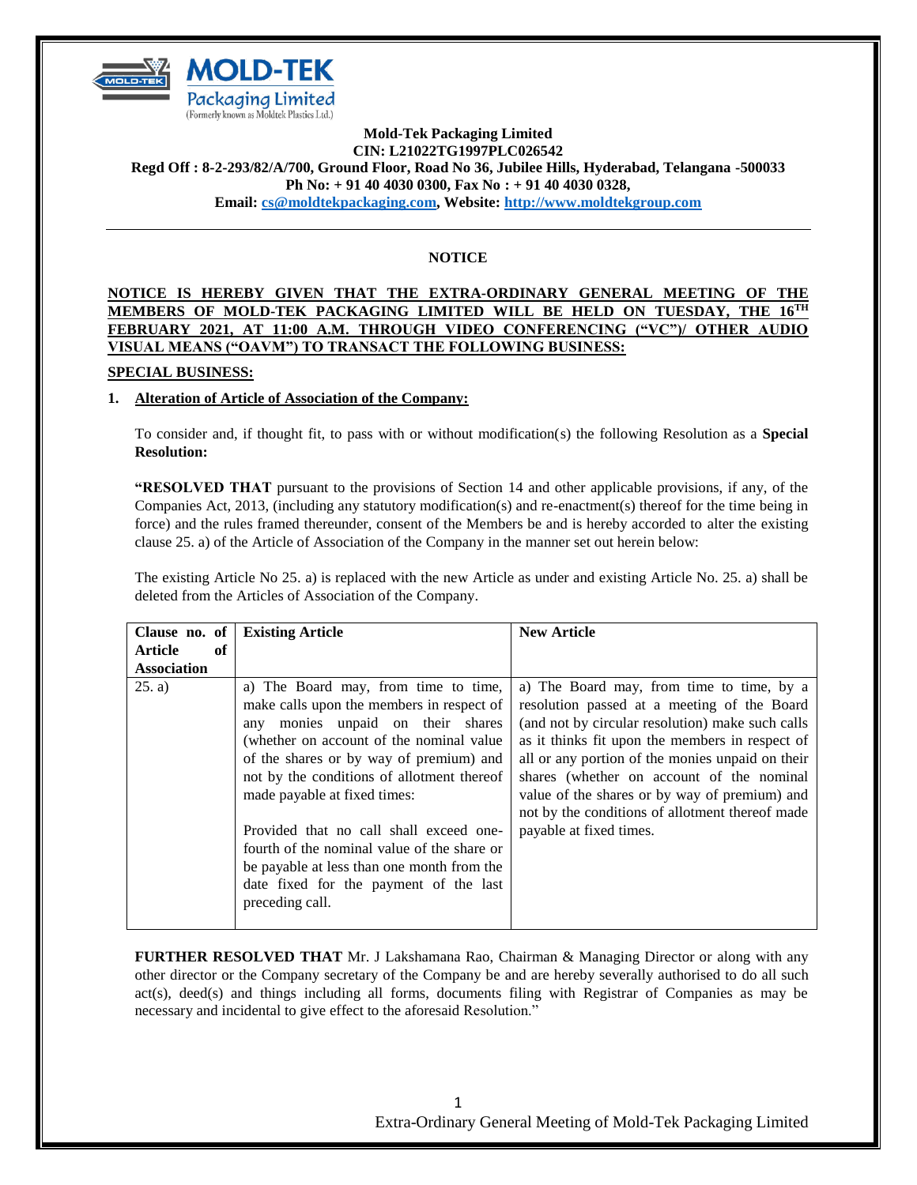**Mold-Tek Packaging Limited**
**CIN: L21022TG1997PLC026542**
**Regd Off : 8-2-293/82/A/700, Ground Floor, Road No 36, Jubilee Hills, Hyderabad, Telangana -500033**
**Ph No: + 91 40 4030 0300, Fax No : + 91 40 4030 0328,**
**Email: cs@moldtekpackaging.com, Website: http://www.moldtekgroup.com**

---

# NOTICE

**NOTICE IS HEREBY GIVEN THAT THE EXTRA-ORDINARY GENERAL MEETING OF THE MEMBERS OF MOLD-TEK PACKAGING LIMITED WILL BE HELD ON TUESDAY, THE 16TH FEBRUARY 2021, AT 11:00 A.M. THROUGH VIDEO CONFERENCING ("VC")/ OTHER AUDIO VISUAL MEANS ("OAVM") TO TRANSACT THE FOLLOWING BUSINESS:**

## SPECIAL BUSINESS:

1. **Alteration of Article of Association of the Company:**

To consider and, if thought fit, to pass with or without modification(s) the following Resolution as a **Special Resolution:**

**"RESOLVED THAT** pursuant to the provisions of Section 14 and other applicable provisions, if any, of the Companies Act, 2013, (including any statutory modification(s) and re-enactment(s) thereof for the time being in force) and the rules framed thereunder, consent of the Members be and is hereby accorded to alter the existing clause 25. a) of the Article of Association of the Company in the manner set out herein below:

The existing Article No 25. a) is replaced with the new Article as under and existing Article No. 25. a) shall be deleted from the Articles of Association of the Company.

| Clause no. of Article of Association | Existing Article | New Article |
|---|---|---|
| 25. a) | a) The Board may, from time to time, make calls upon the members in respect of any monies unpaid on their shares (whether on account of the nominal value of the shares or by way of premium) and not by the conditions of allotment thereof made payable at fixed times:<br><br>Provided that no call shall exceed one-fourth of the nominal value of the share or be payable at less than one month from the date fixed for the payment of the last preceding call. | a) The Board may, from time to time, by a resolution passed at a meeting of the Board (and not by circular resolution) make such calls as it thinks fit upon the members in respect of all or any portion of the monies unpaid on their shares (whether on account of the nominal value of the shares or by way of premium) and not by the conditions of allotment thereof made payable at fixed times. |

**FURTHER RESOLVED THAT** Mr. J Lakshamana Rao, Chairman & Managing Director or along with any other director or the Company secretary of the Company be and are hereby severally authorised to do all such act(s), deed(s) and things including all forms, documents filing with Registrar of Companies as may be necessary and incidental to give effect to the aforesaid Resolution."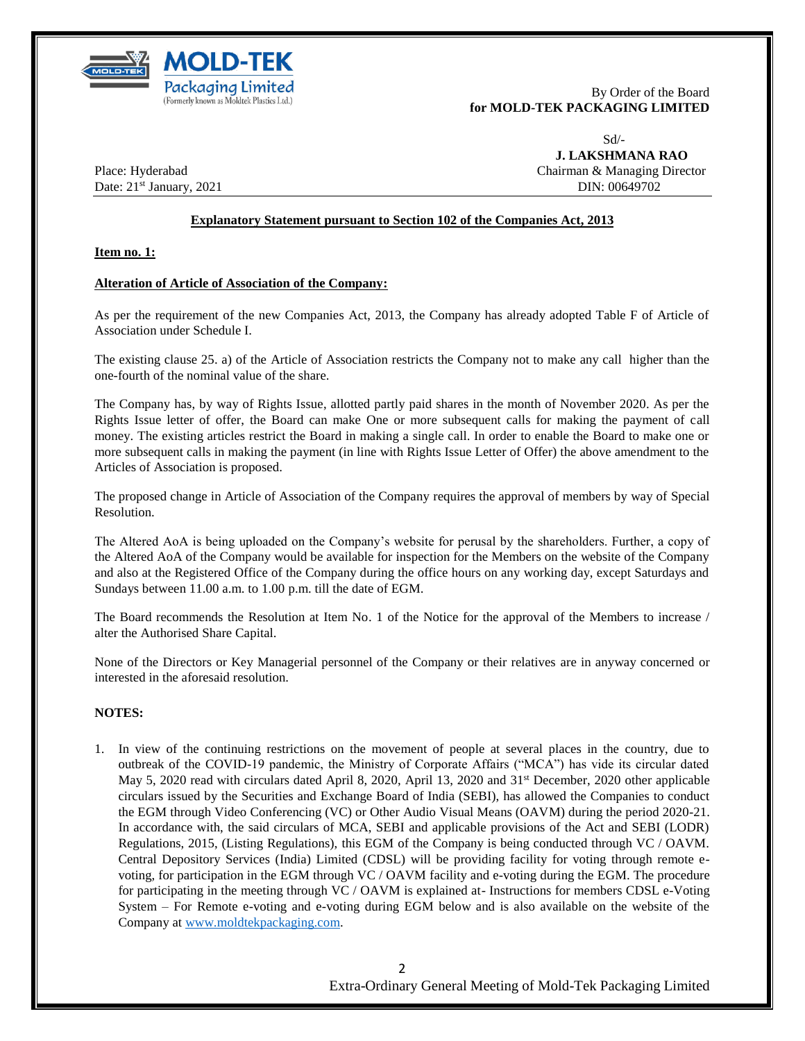By Order of the Board
**for MOLD-TEK PACKAGING LIMITED**

Sd/-
**J. LAKSHMANA RAO**
Chairman & Managing Director
DIN: 00649702

Place: Hyderabad
Date: 21st January, 2021

**Explanatory Statement pursuant to Section 102 of the Companies Act, 2013**

**Item no. 1:**

**Alteration of Article of Association of the Company:**

As per the requirement of the new Companies Act, 2013, the Company has already adopted Table F of Article of Association under Schedule I.

The existing clause 25. a) of the Article of Association restricts the Company not to make any call higher than the one-fourth of the nominal value of the share.

The Company has, by way of Rights Issue, allotted partly paid shares in the month of November 2020. As per the Rights Issue letter of offer, the Board can make One or more subsequent calls for making the payment of call money. The existing articles restrict the Board in making a single call. In order to enable the Board to make one or more subsequent calls in making the payment (in line with Rights Issue Letter of Offer) the above amendment to the Articles of Association is proposed.

The proposed change in Article of Association of the Company requires the approval of members by way of Special Resolution.

The Altered AoA is being uploaded on the Company's website for perusal by the shareholders. Further, a copy of the Altered AoA of the Company would be available for inspection for the Members on the website of the Company and also at the Registered Office of the Company during the office hours on any working day, except Saturdays and Sundays between 11.00 a.m. to 1.00 p.m. till the date of EGM.

The Board recommends the Resolution at Item No. 1 of the Notice for the approval of the Members to increase / alter the Authorised Share Capital.

None of the Directors or Key Managerial personnel of the Company or their relatives are in anyway concerned or interested in the aforesaid resolution.

**NOTES:**

1. In view of the continuing restrictions on the movement of people at several places in the country, due to outbreak of the COVID-19 pandemic, the Ministry of Corporate Affairs ("MCA") has vide its circular dated May 5, 2020 read with circulars dated April 8, 2020, April 13, 2020 and 31st December, 2020 other applicable circulars issued by the Securities and Exchange Board of India (SEBI), has allowed the Companies to conduct the EGM through Video Conferencing (VC) or Other Audio Visual Means (OAVM) during the period 2020-21. In accordance with, the said circulars of MCA, SEBI and applicable provisions of the Act and SEBI (LODR) Regulations, 2015, (Listing Regulations), this EGM of the Company is being conducted through VC / OAVM. Central Depository Services (India) Limited (CDSL) will be providing facility for voting through remote e-voting, for participation in the EGM through VC / OAVM facility and e-voting during the EGM. The procedure for participating in the meeting through VC / OAVM is explained at- Instructions for members CDSL e-Voting System – For Remote e-voting and e-voting during EGM below and is also available on the website of the Company at www.moldtekpackaging.com.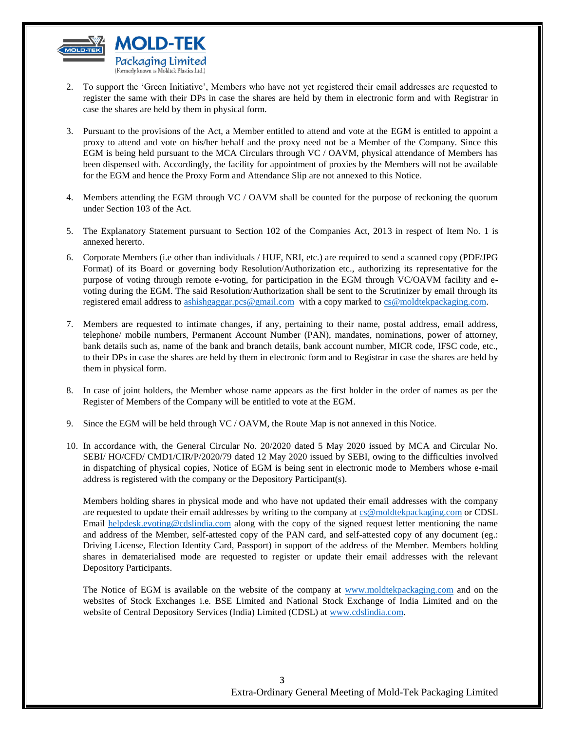2. To support the 'Green Initiative', Members who have not yet registered their email addresses are requested to register the same with their DPs in case the shares are held by them in electronic form and with Registrar in case the shares are held by them in physical form.

3. Pursuant to the provisions of the Act, a Member entitled to attend and vote at the EGM is entitled to appoint a proxy to attend and vote on his/her behalf and the proxy need not be a Member of the Company. Since this EGM is being held pursuant to the MCA Circulars through VC / OAVM, physical attendance of Members has been dispensed with. Accordingly, the facility for appointment of proxies by the Members will not be available for the EGM and hence the Proxy Form and Attendance Slip are not annexed to this Notice.

4. Members attending the EGM through VC / OAVM shall be counted for the purpose of reckoning the quorum under Section 103 of the Act.

5. The Explanatory Statement pursuant to Section 102 of the Companies Act, 2013 in respect of Item No. 1 is annexed hererto.

6. Corporate Members (i.e other than individuals / HUF, NRI, etc.) are required to send a scanned copy (PDF/JPG Format) of its Board or governing body Resolution/Authorization etc., authorizing its representative for the purpose of voting through remote e-voting, for participation in the EGM through VC/OAVM facility and e-voting during the EGM. The said Resolution/Authorization shall be sent to the Scrutinizer by email through its registered email address to ashishgaggar.pcs@gmail.com with a copy marked to cs@moldtekpackaging.com.

7. Members are requested to intimate changes, if any, pertaining to their name, postal address, email address, telephone/ mobile numbers, Permanent Account Number (PAN), mandates, nominations, power of attorney, bank details such as, name of the bank and branch details, bank account number, MICR code, IFSC code, etc., to their DPs in case the shares are held by them in electronic form and to Registrar in case the shares are held by them in physical form.

8. In case of joint holders, the Member whose name appears as the first holder in the order of names as per the Register of Members of the Company will be entitled to vote at the EGM.

9. Since the EGM will be held through VC / OAVM, the Route Map is not annexed in this Notice.

10. In accordance with, the General Circular No. 20/2020 dated 5 May 2020 issued by MCA and Circular No. SEBI/ HO/CFD/ CMD1/CIR/P/2020/79 dated 12 May 2020 issued by SEBI, owing to the difficulties involved in dispatching of physical copies, Notice of EGM is being sent in electronic mode to Members whose e-mail address is registered with the company or the Depository Participant(s).

    Members holding shares in physical mode and who have not updated their email addresses with the company are requested to update their email addresses by writing to the company at cs@moldtekpackaging.com or CDSL Email helpdesk.evoting@cdslindia.com along with the copy of the signed request letter mentioning the name and address of the Member, self-attested copy of the PAN card, and self-attested copy of any document (eg.: Driving License, Election Identity Card, Passport) in support of the address of the Member. Members holding shares in dematerialised mode are requested to register or update their email addresses with the relevant Depository Participants.

    The Notice of EGM is available on the website of the company at www.moldtekpackaging.com and on the websites of Stock Exchanges i.e. BSE Limited and National Stock Exchange of India Limited and on the website of Central Depository Services (India) Limited (CDSL) at www.cdslindia.com.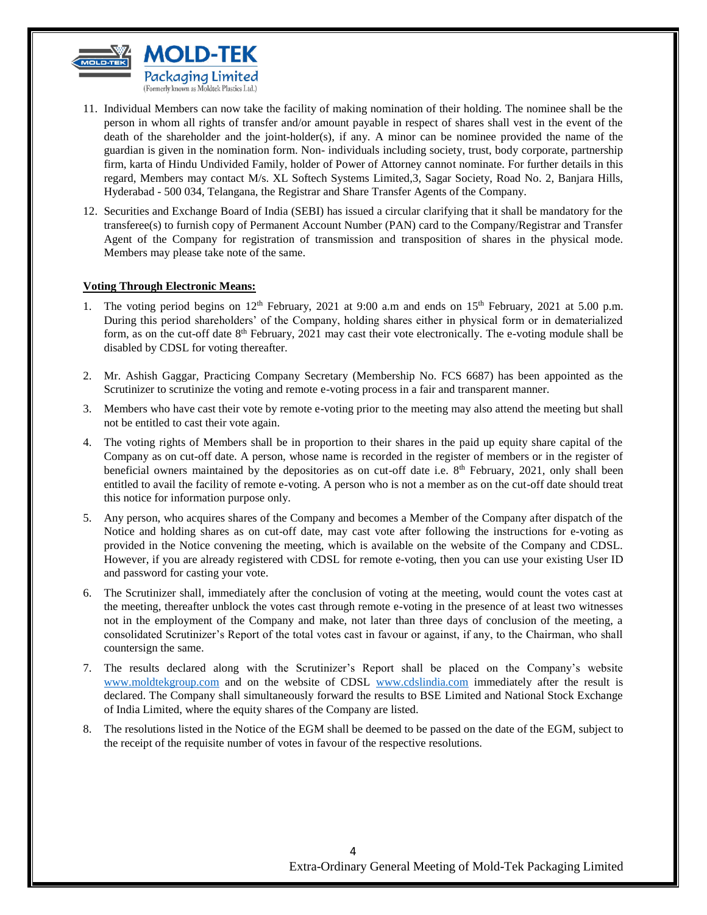11. Individual Members can now take the facility of making nomination of their holding. The nominee shall be the person in whom all rights of transfer and/or amount payable in respect of shares shall vest in the event of the death of the shareholder and the joint-holder(s), if any. A minor can be nominee provided the name of the guardian is given in the nomination form. Non- individuals including society, trust, body corporate, partnership firm, karta of Hindu Undivided Family, holder of Power of Attorney cannot nominate. For further details in this regard, Members may contact M/s. XL Softech Systems Limited,3, Sagar Society, Road No. 2, Banjara Hills, Hyderabad - 500 034, Telangana, the Registrar and Share Transfer Agents of the Company.

12. Securities and Exchange Board of India (SEBI) has issued a circular clarifying that it shall be mandatory for the transferee(s) to furnish copy of Permanent Account Number (PAN) card to the Company/Registrar and Transfer Agent of the Company for registration of transmission and transposition of shares in the physical mode. Members may please take note of the same.

**Voting Through Electronic Means:**

1. The voting period begins on 12th February, 2021 at 9:00 a.m and ends on 15th February, 2021 at 5.00 p.m. During this period shareholders' of the Company, holding shares either in physical form or in dematerialized form, as on the cut-off date 8th February, 2021 may cast their vote electronically. The e-voting module shall be disabled by CDSL for voting thereafter.

2. Mr. Ashish Gaggar, Practicing Company Secretary (Membership No. FCS 6687) has been appointed as the Scrutinizer to scrutinize the voting and remote e-voting process in a fair and transparent manner.

3. Members who have cast their vote by remote e-voting prior to the meeting may also attend the meeting but shall not be entitled to cast their vote again.

4. The voting rights of Members shall be in proportion to their shares in the paid up equity share capital of the Company as on cut-off date. A person, whose name is recorded in the register of members or in the register of beneficial owners maintained by the depositories as on cut-off date i.e. 8th February, 2021, only shall been entitled to avail the facility of remote e-voting. A person who is not a member as on the cut-off date should treat this notice for information purpose only.

5. Any person, who acquires shares of the Company and becomes a Member of the Company after dispatch of the Notice and holding shares as on cut-off date, may cast vote after following the instructions for e-voting as provided in the Notice convening the meeting, which is available on the website of the Company and CDSL. However, if you are already registered with CDSL for remote e-voting, then you can use your existing User ID and password for casting your vote.

6. The Scrutinizer shall, immediately after the conclusion of voting at the meeting, would count the votes cast at the meeting, thereafter unblock the votes cast through remote e-voting in the presence of at least two witnesses not in the employment of the Company and make, not later than three days of conclusion of the meeting, a consolidated Scrutinizer's Report of the total votes cast in favour or against, if any, to the Chairman, who shall countersign the same.

7. The results declared along with the Scrutinizer's Report shall be placed on the Company's website www.moldtekgroup.com and on the website of CDSL www.cdslindia.com immediately after the result is declared. The Company shall simultaneously forward the results to BSE Limited and National Stock Exchange of India Limited, where the equity shares of the Company are listed.

8. The resolutions listed in the Notice of the EGM shall be deemed to be passed on the date of the EGM, subject to the receipt of the requisite number of votes in favour of the respective resolutions.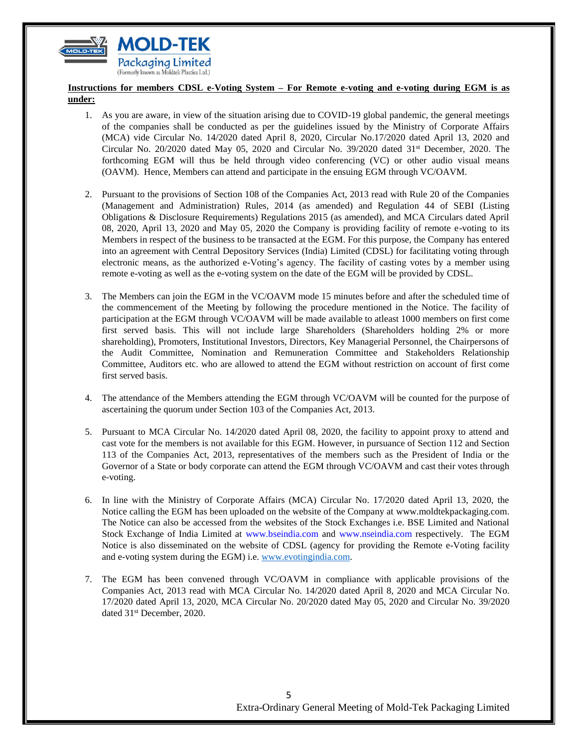**Instructions for members CDSL e-Voting System – For Remote e-voting and e-voting during EGM is as under:**

1. As you are aware, in view of the situation arising due to COVID-19 global pandemic, the general meetings of the companies shall be conducted as per the guidelines issued by the Ministry of Corporate Affairs (MCA) vide Circular No. 14/2020 dated April 8, 2020, Circular No.17/2020 dated April 13, 2020 and Circular No. 20/2020 dated May 05, 2020 and Circular No. 39/2020 dated 31st December, 2020. The forthcoming EGM will thus be held through video conferencing (VC) or other audio visual means (OAVM). Hence, Members can attend and participate in the ensuing EGM through VC/OAVM.

2. Pursuant to the provisions of Section 108 of the Companies Act, 2013 read with Rule 20 of the Companies (Management and Administration) Rules, 2014 (as amended) and Regulation 44 of SEBI (Listing Obligations & Disclosure Requirements) Regulations 2015 (as amended), and MCA Circulars dated April 08, 2020, April 13, 2020 and May 05, 2020 the Company is providing facility of remote e-voting to its Members in respect of the business to be transacted at the EGM. For this purpose, the Company has entered into an agreement with Central Depository Services (India) Limited (CDSL) for facilitating voting through electronic means, as the authorized e-Voting's agency. The facility of casting votes by a member using remote e-voting as well as the e-voting system on the date of the EGM will be provided by CDSL.

3. The Members can join the EGM in the VC/OAVM mode 15 minutes before and after the scheduled time of the commencement of the Meeting by following the procedure mentioned in the Notice. The facility of participation at the EGM through VC/OAVM will be made available to atleast 1000 members on first come first served basis. This will not include large Shareholders (Shareholders holding 2% or more shareholding), Promoters, Institutional Investors, Directors, Key Managerial Personnel, the Chairpersons of the Audit Committee, Nomination and Remuneration Committee and Stakeholders Relationship Committee, Auditors etc. who are allowed to attend the EGM without restriction on account of first come first served basis.

4. The attendance of the Members attending the EGM through VC/OAVM will be counted for the purpose of ascertaining the quorum under Section 103 of the Companies Act, 2013.

5. Pursuant to MCA Circular No. 14/2020 dated April 08, 2020, the facility to appoint proxy to attend and cast vote for the members is not available for this EGM. However, in pursuance of Section 112 and Section 113 of the Companies Act, 2013, representatives of the members such as the President of India or the Governor of a State or body corporate can attend the EGM through VC/OAVM and cast their votes through e-voting.

6. In line with the Ministry of Corporate Affairs (MCA) Circular No. 17/2020 dated April 13, 2020, the Notice calling the EGM has been uploaded on the website of the Company at www.moldtekpackaging.com. The Notice can also be accessed from the websites of the Stock Exchanges i.e. BSE Limited and National Stock Exchange of India Limited at www.bseindia.com and www.nseindia.com respectively. The EGM Notice is also disseminated on the website of CDSL (agency for providing the Remote e-Voting facility and e-voting system during the EGM) i.e. www.evotingindia.com.

7. The EGM has been convened through VC/OAVM in compliance with applicable provisions of the Companies Act, 2013 read with MCA Circular No. 14/2020 dated April 8, 2020 and MCA Circular No. 17/2020 dated April 13, 2020, MCA Circular No. 20/2020 dated May 05, 2020 and Circular No. 39/2020 dated 31st December, 2020.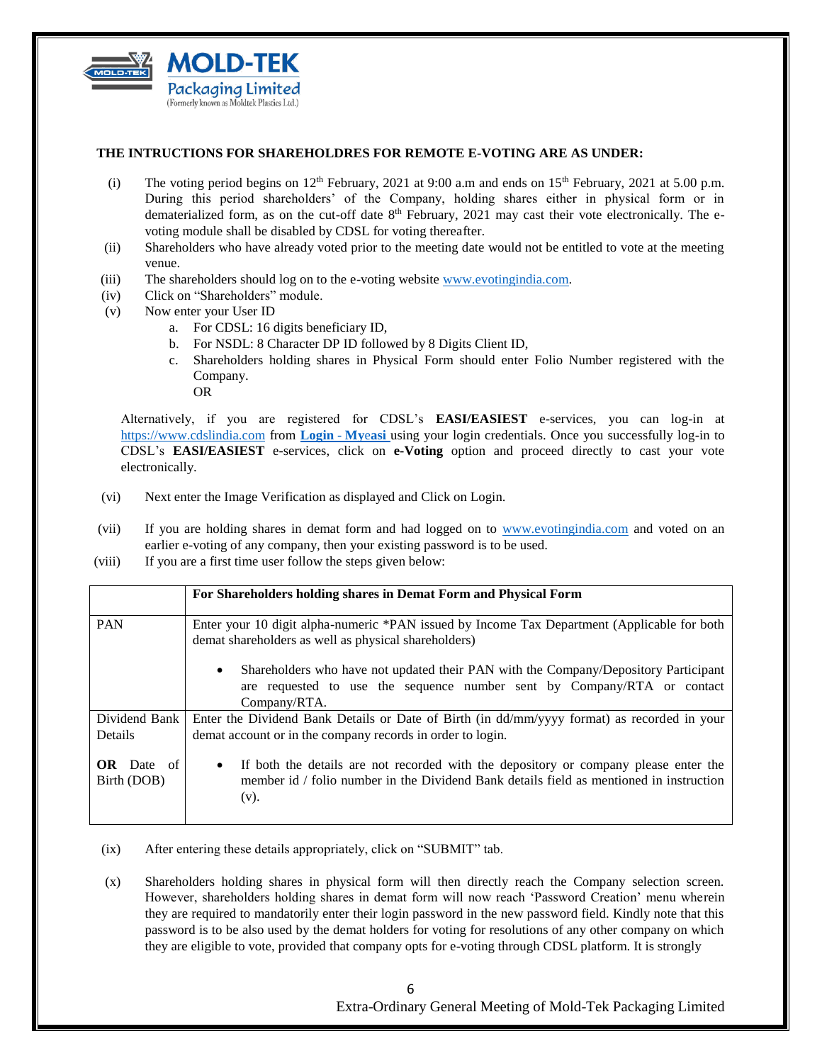**MOLD-TEK Packaging Limited** (Formerly known as Moldtek Plastics Ltd.)

**THE INTRUCTIONS FOR SHAREHOLDRES FOR REMOTE E-VOTING ARE AS UNDER:**

(i) The voting period begins on 12th February, 2021 at 9:00 a.m and ends on 15th February, 2021 at 5.00 p.m. During this period shareholders' of the Company, holding shares either in physical form or in dematerialized form, as on the cut-off date 8th February, 2021 may cast their vote electronically. The e-voting module shall be disabled by CDSL for voting thereafter.

(ii) Shareholders who have already voted prior to the meeting date would not be entitled to vote at the meeting venue.

(iii) The shareholders should log on to the e-voting website www.evotingindia.com.

(iv) Click on "Shareholders" module.

(v) Now enter your User ID

   a. For CDSL: 16 digits beneficiary ID,
   b. For NSDL: 8 Character DP ID followed by 8 Digits Client ID,
   c. Shareholders holding shares in Physical Form should enter Folio Number registered with the Company.
   OR

Alternatively, if you are registered for CDSL's **EASI/EASIEST** e-services, you can log-in at https://www.cdslindia.com from **Login - Myeasi** using your login credentials. Once you successfully log-in to CDSL's **EASI/EASIEST** e-services, click on **e-Voting** option and proceed directly to cast your vote electronically.

(vi) Next enter the Image Verification as displayed and Click on Login.

(vii) If you are holding shares in demat form and had logged on to www.evotingindia.com and voted on an earlier e-voting of any company, then your existing password is to be used.

(viii) If you are a first time user follow the steps given below:

| | **For Shareholders holding shares in Demat Form and Physical Form** |
|---|---|
| PAN | Enter your 10 digit alpha-numeric *PAN issued by Income Tax Department (Applicable for both demat shareholders as well as physical shareholders)<br><br>• Shareholders who have not updated their PAN with the Company/Depository Participant are requested to use the sequence number sent by Company/RTA or contact Company/RTA. |
| Dividend Bank Details<br><br>**OR** Date of Birth (DOB) | Enter the Dividend Bank Details or Date of Birth (in dd/mm/yyyy format) as recorded in your demat account or in the company records in order to login.<br><br>• If both the details are not recorded with the depository or company please enter the member id / folio number in the Dividend Bank details field as mentioned in instruction (v). |

(ix) After entering these details appropriately, click on "SUBMIT" tab.

(x) Shareholders holding shares in physical form will then directly reach the Company selection screen. However, shareholders holding shares in demat form will now reach 'Password Creation' menu wherein they are required to mandatorily enter their login password in the new password field. Kindly note that this password is to be also used by the demat holders for voting for resolutions of any other company on which they are eligible to vote, provided that company opts for e-voting through CDSL platform. It is strongly

Extra-Ordinary General Meeting of Mold-Tek Packaging Limited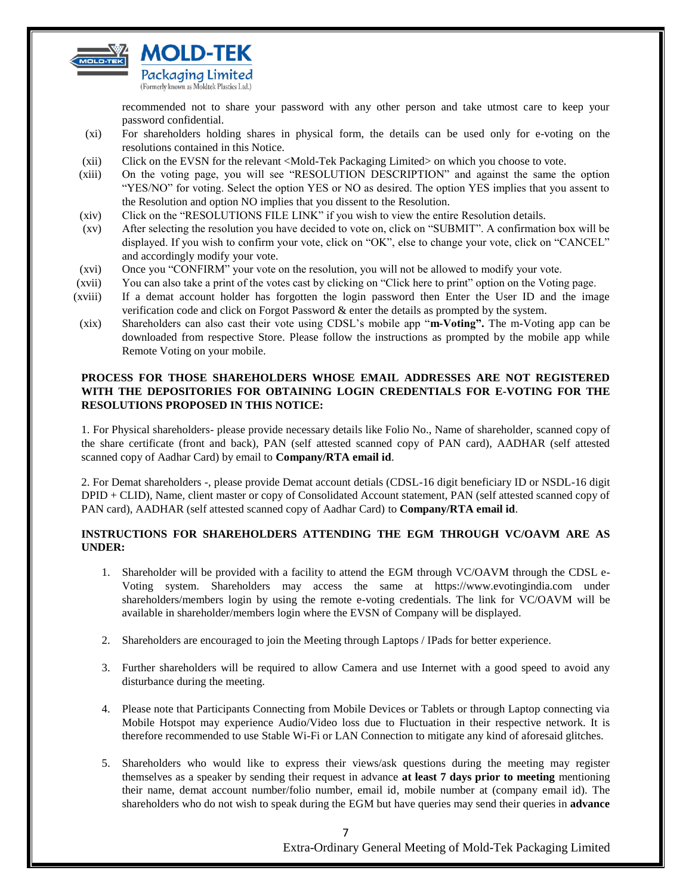recommended not to share your password with any other person and take utmost care to keep your password confidential.

(xi) For shareholders holding shares in physical form, the details can be used only for e-voting on the resolutions contained in this Notice.

(xii) Click on the EVSN for the relevant <Mold-Tek Packaging Limited> on which you choose to vote.

(xiii) On the voting page, you will see "RESOLUTION DESCRIPTION" and against the same the option "YES/NO" for voting. Select the option YES or NO as desired. The option YES implies that you assent to the Resolution and option NO implies that you dissent to the Resolution.

(xiv) Click on the "RESOLUTIONS FILE LINK" if you wish to view the entire Resolution details.

(xv) After selecting the resolution you have decided to vote on, click on "SUBMIT". A confirmation box will be displayed. If you wish to confirm your vote, click on "OK", else to change your vote, click on "CANCEL" and accordingly modify your vote.

(xvi) Once you "CONFIRM" your vote on the resolution, you will not be allowed to modify your vote.

(xvii) You can also take a print of the votes cast by clicking on "Click here to print" option on the Voting page.

(xviii) If a demat account holder has forgotten the login password then Enter the User ID and the image verification code and click on Forgot Password & enter the details as prompted by the system.

(xix) Shareholders can also cast their vote using CDSL's mobile app "**m-Voting".** The m-Voting app can be downloaded from respective Store. Please follow the instructions as prompted by the mobile app while Remote Voting on your mobile.

**PROCESS FOR THOSE SHAREHOLDERS WHOSE EMAIL ADDRESSES ARE NOT REGISTERED WITH THE DEPOSITORIES FOR OBTAINING LOGIN CREDENTIALS FOR E-VOTING FOR THE RESOLUTIONS PROPOSED IN THIS NOTICE:**

1. For Physical shareholders- please provide necessary details like Folio No., Name of shareholder, scanned copy of the share certificate (front and back), PAN (self attested scanned copy of PAN card), AADHAR (self attested scanned copy of Aadhar Card) by email to **Company/RTA email id**.

2. For Demat shareholders -, please provide Demat account detials (CDSL-16 digit beneficiary ID or NSDL-16 digit DPID + CLID), Name, client master or copy of Consolidated Account statement, PAN (self attested scanned copy of PAN card), AADHAR (self attested scanned copy of Aadhar Card) to **Company/RTA email id**.

**INSTRUCTIONS FOR SHAREHOLDERS ATTENDING THE EGM THROUGH VC/OAVM ARE AS UNDER:**

1. Shareholder will be provided with a facility to attend the EGM through VC/OAVM through the CDSL e-Voting system. Shareholders may access the same at https://www.evotingindia.com under shareholders/members login by using the remote e-voting credentials. The link for VC/OAVM will be available in shareholder/members login where the EVSN of Company will be displayed.

2. Shareholders are encouraged to join the Meeting through Laptops / IPads for better experience.

3. Further shareholders will be required to allow Camera and use Internet with a good speed to avoid any disturbance during the meeting.

4. Please note that Participants Connecting from Mobile Devices or Tablets or through Laptop connecting via Mobile Hotspot may experience Audio/Video loss due to Fluctuation in their respective network. It is therefore recommended to use Stable Wi-Fi or LAN Connection to mitigate any kind of aforesaid glitches.

5. Shareholders who would like to express their views/ask questions during the meeting may register themselves as a speaker by sending their request in advance **at least 7 days prior to meeting** mentioning their name, demat account number/folio number, email id, mobile number at (company email id). The shareholders who do not wish to speak during the EGM but have queries may send their queries in **advance**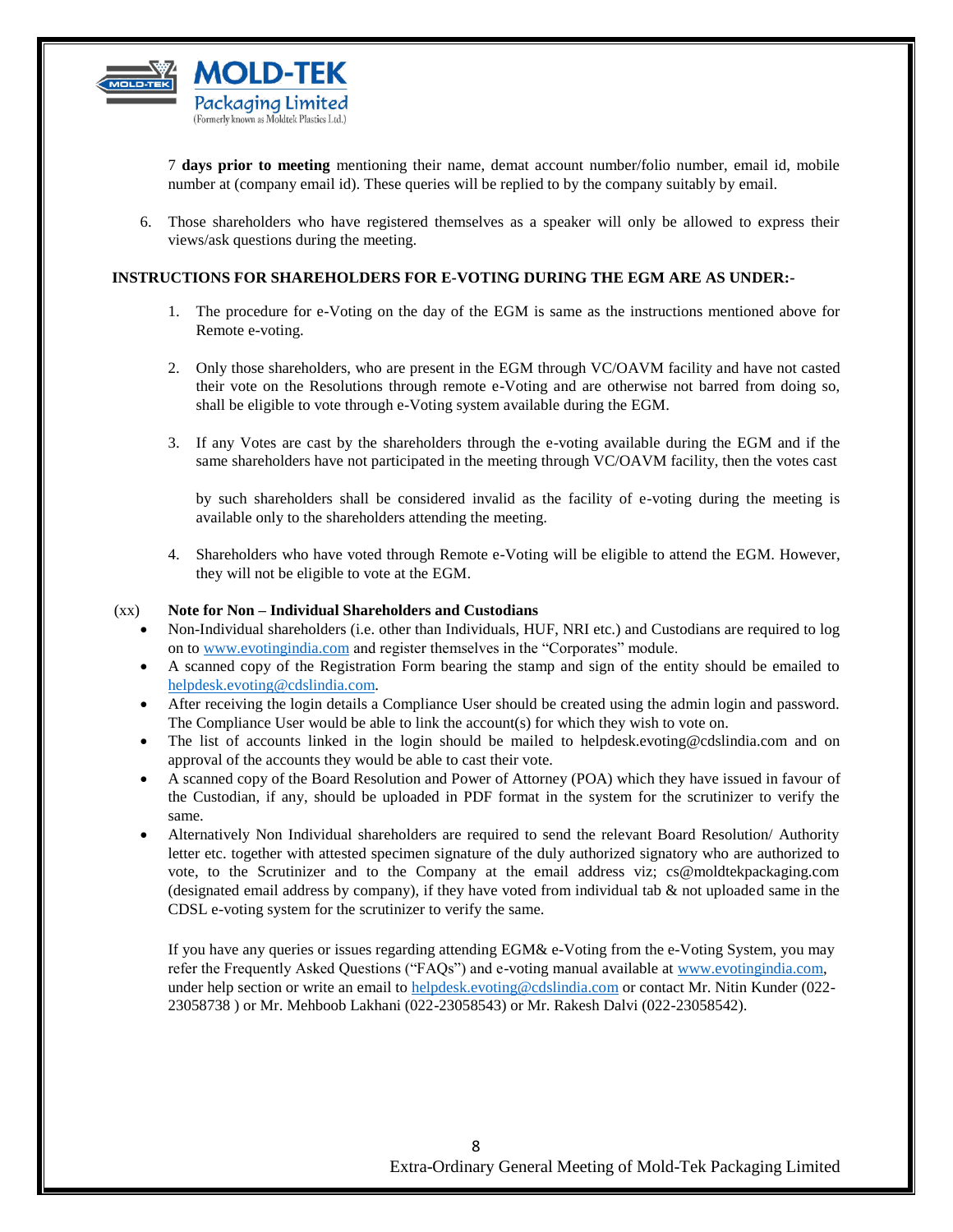7 **days prior to meeting** mentioning their name, demat account number/folio number, email id, mobile number at (company email id). These queries will be replied to by the company suitably by email.

6. Those shareholders who have registered themselves as a speaker will only be allowed to express their views/ask questions during the meeting.

**INSTRUCTIONS FOR SHAREHOLDERS FOR E-VOTING DURING THE EGM ARE AS UNDER:-**

1. The procedure for e-Voting on the day of the EGM is same as the instructions mentioned above for Remote e-voting.

2. Only those shareholders, who are present in the EGM through VC/OAVM facility and have not casted their vote on the Resolutions through remote e-Voting and are otherwise not barred from doing so, shall be eligible to vote through e-Voting system available during the EGM.

3. If any Votes are cast by the shareholders through the e-voting available during the EGM and if the same shareholders have not participated in the meeting through VC/OAVM facility, then the votes cast by such shareholders shall be considered invalid as the facility of e-voting during the meeting is available only to the shareholders attending the meeting.

4. Shareholders who have voted through Remote e-Voting will be eligible to attend the EGM. However, they will not be eligible to vote at the EGM.

(xx) **Note for Non – Individual Shareholders and Custodians**

- Non-Individual shareholders (i.e. other than Individuals, HUF, NRI etc.) and Custodians are required to log on to www.evotingindia.com and register themselves in the "Corporates" module.
- A scanned copy of the Registration Form bearing the stamp and sign of the entity should be emailed to helpdesk.evoting@cdslindia.com.
- After receiving the login details a Compliance User should be created using the admin login and password. The Compliance User would be able to link the account(s) for which they wish to vote on.
- The list of accounts linked in the login should be mailed to helpdesk.evoting@cdslindia.com and on approval of the accounts they would be able to cast their vote.
- A scanned copy of the Board Resolution and Power of Attorney (POA) which they have issued in favour of the Custodian, if any, should be uploaded in PDF format in the system for the scrutinizer to verify the same.
- Alternatively Non Individual shareholders are required to send the relevant Board Resolution/ Authority letter etc. together with attested specimen signature of the duly authorized signatory who are authorized to vote, to the Scrutinizer and to the Company at the email address viz; cs@moldtekpackaging.com (designated email address by company), if they have voted from individual tab & not uploaded same in the CDSL e-voting system for the scrutinizer to verify the same.

If you have any queries or issues regarding attending EGM& e-Voting from the e-Voting System, you may refer the Frequently Asked Questions ("FAQs") and e-voting manual available at www.evotingindia.com, under help section or write an email to helpdesk.evoting@cdslindia.com or contact Mr. Nitin Kunder (022-23058738 ) or Mr. Mehboob Lakhani (022-23058543) or Mr. Rakesh Dalvi (022-23058542).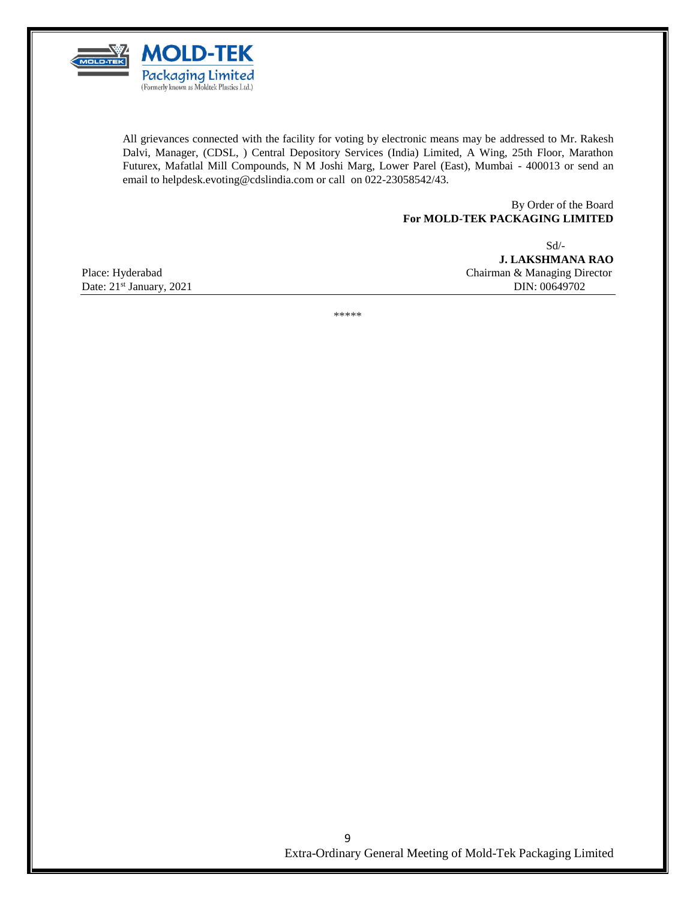All grievances connected with the facility for voting by electronic means may be addressed to Mr. Rakesh Dalvi, Manager, (CDSL, ) Central Depository Services (India) Limited, A Wing, 25th Floor, Marathon Futurex, Mafatlal Mill Compounds, N M Joshi Marg, Lower Parel (East), Mumbai - 400013 or send an email to helpdesk.evoting@cdslindia.com or call on 022-23058542/43.

By Order of the Board
**For MOLD-TEK PACKAGING LIMITED**

Sd/-
**J. LAKSHMANA RAO**
Chairman & Managing Director
DIN: 00649702

Place: Hyderabad
Date: 21st January, 2021

*****